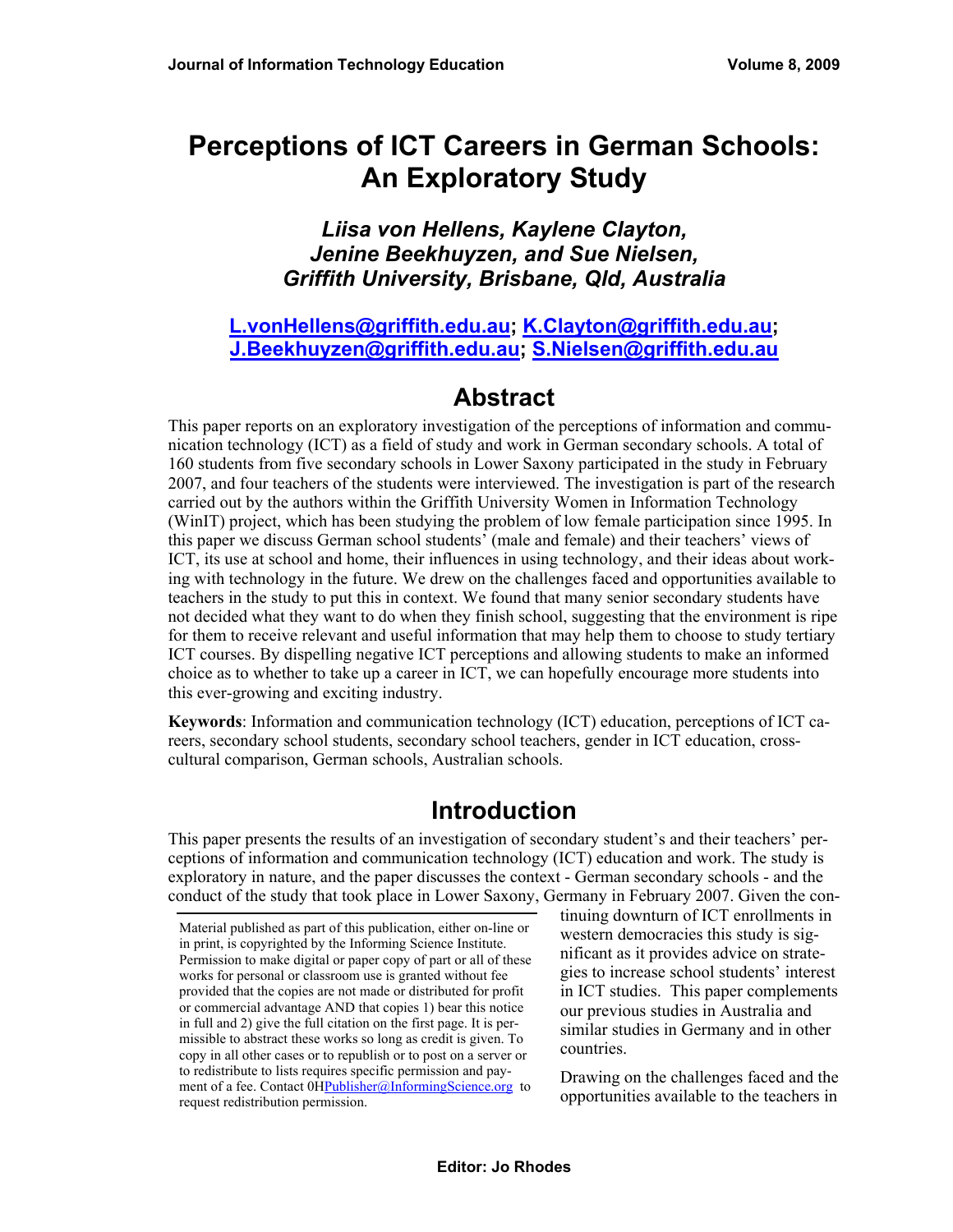# Perceptions of ICT Careers in German Schools: An Exploratory Study

***Liisa von Hellens, Kaylene Clayton, Jenine Beekhuyzen, and Sue Nielsen, Griffith University, Brisbane, Qld, Australia***

**L.vonHellens@griffith.edu.au; K.Clayton@griffith.edu.au; J.Beekhuyzen@griffith.edu.au; S.Nielsen@griffith.edu.au**

## Abstract

This paper reports on an exploratory investigation of the perceptions of information and communication technology (ICT) as a field of study and work in German secondary schools. A total of 160 students from five secondary schools in Lower Saxony participated in the study in February 2007, and four teachers of the students were interviewed. The investigation is part of the research carried out by the authors within the Griffith University Women in Information Technology (WinIT) project, which has been studying the problem of low female participation since 1995. In this paper we discuss German school students' (male and female) and their teachers' views of ICT, its use at school and home, their influences in using technology, and their ideas about working with technology in the future. We drew on the challenges faced and opportunities available to teachers in the study to put this in context. We found that many senior secondary students have not decided what they want to do when they finish school, suggesting that the environment is ripe for them to receive relevant and useful information that may help them to choose to study tertiary ICT courses. By dispelling negative ICT perceptions and allowing students to make an informed choice as to whether to take up a career in ICT, we can hopefully encourage more students into this ever-growing and exciting industry.

**Keywords**: Information and communication technology (ICT) education, perceptions of ICT careers, secondary school students, secondary school teachers, gender in ICT education, cross-cultural comparison, German schools, Australian schools.

## Introduction

This paper presents the results of an investigation of secondary student's and their teachers' perceptions of information and communication technology (ICT) education and work. The study is exploratory in nature, and the paper discusses the context - German secondary schools - and the conduct of the study that took place in Lower Saxony, Germany in February 2007. Given the continuing downturn of ICT enrollments in western democracies this study is significant as it provides advice on strategies to increase school students' interest in ICT studies. This paper complements our previous studies in Australia and similar studies in Germany and in other countries.

Drawing on the challenges faced and the opportunities available to the teachers in

Material published as part of this publication, either on-line or in print, is copyrighted by the Informing Science Institute. Permission to make digital or paper copy of part or all of these works for personal or classroom use is granted without fee provided that the copies are not made or distributed for profit or commercial advantage AND that copies 1) bear this notice in full and 2) give the full citation on the first page. It is permissible to abstract these works so long as credit is given. To copy in all other cases or to republish or to post on a server or to redistribute to lists requires specific permission and payment of a fee. Contact 0HPublisher@InformingScience.org to request redistribution permission.

**Editor: Jo Rhodes**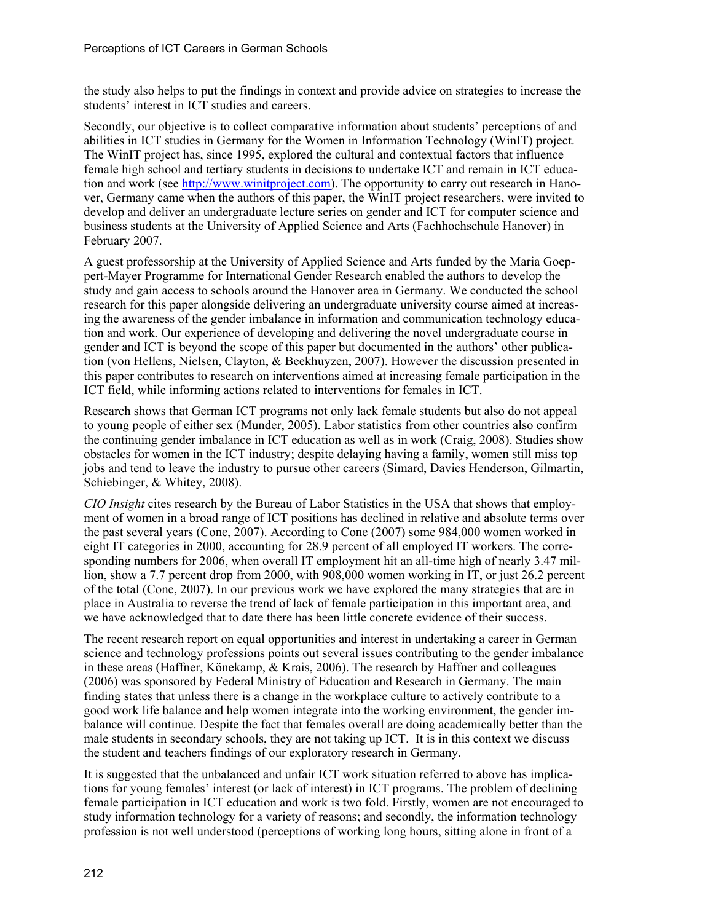the study also helps to put the findings in context and provide advice on strategies to increase the students' interest in ICT studies and careers.

Secondly, our objective is to collect comparative information about students' perceptions of and abilities in ICT studies in Germany for the Women in Information Technology (WinIT) project. The WinIT project has, since 1995, explored the cultural and contextual factors that influence female high school and tertiary students in decisions to undertake ICT and remain in ICT education and work (see http://www.winitproject.com). The opportunity to carry out research in Hanover, Germany came when the authors of this paper, the WinIT project researchers, were invited to develop and deliver an undergraduate lecture series on gender and ICT for computer science and business students at the University of Applied Science and Arts (Fachhochschule Hanover) in February 2007.

A guest professorship at the University of Applied Science and Arts funded by the Maria Goeppert-Mayer Programme for International Gender Research enabled the authors to develop the study and gain access to schools around the Hanover area in Germany. We conducted the school research for this paper alongside delivering an undergraduate university course aimed at increasing the awareness of the gender imbalance in information and communication technology education and work. Our experience of developing and delivering the novel undergraduate course in gender and ICT is beyond the scope of this paper but documented in the authors' other publication (von Hellens, Nielsen, Clayton, & Beekhuyzen, 2007). However the discussion presented in this paper contributes to research on interventions aimed at increasing female participation in the ICT field, while informing actions related to interventions for females in ICT.

Research shows that German ICT programs not only lack female students but also do not appeal to young people of either sex (Munder, 2005). Labor statistics from other countries also confirm the continuing gender imbalance in ICT education as well as in work (Craig, 2008). Studies show obstacles for women in the ICT industry; despite delaying having a family, women still miss top jobs and tend to leave the industry to pursue other careers (Simard, Davies Henderson, Gilmartin, Schiebinger, & Whitey, 2008).

*CIO Insight* cites research by the Bureau of Labor Statistics in the USA that shows that employment of women in a broad range of ICT positions has declined in relative and absolute terms over the past several years (Cone, 2007). According to Cone (2007) some 984,000 women worked in eight IT categories in 2000, accounting for 28.9 percent of all employed IT workers. The corresponding numbers for 2006, when overall IT employment hit an all-time high of nearly 3.47 million, show a 7.7 percent drop from 2000, with 908,000 women working in IT, or just 26.2 percent of the total (Cone, 2007). In our previous work we have explored the many strategies that are in place in Australia to reverse the trend of lack of female participation in this important area, and we have acknowledged that to date there has been little concrete evidence of their success.

The recent research report on equal opportunities and interest in undertaking a career in German science and technology professions points out several issues contributing to the gender imbalance in these areas (Haffner, Könekamp, & Krais, 2006). The research by Haffner and colleagues (2006) was sponsored by Federal Ministry of Education and Research in Germany. The main finding states that unless there is a change in the workplace culture to actively contribute to a good work life balance and help women integrate into the working environment, the gender imbalance will continue. Despite the fact that females overall are doing academically better than the male students in secondary schools, they are not taking up ICT. It is in this context we discuss the student and teachers findings of our exploratory research in Germany.

It is suggested that the unbalanced and unfair ICT work situation referred to above has implications for young females' interest (or lack of interest) in ICT programs. The problem of declining female participation in ICT education and work is two fold. Firstly, women are not encouraged to study information technology for a variety of reasons; and secondly, the information technology profession is not well understood (perceptions of working long hours, sitting alone in front of a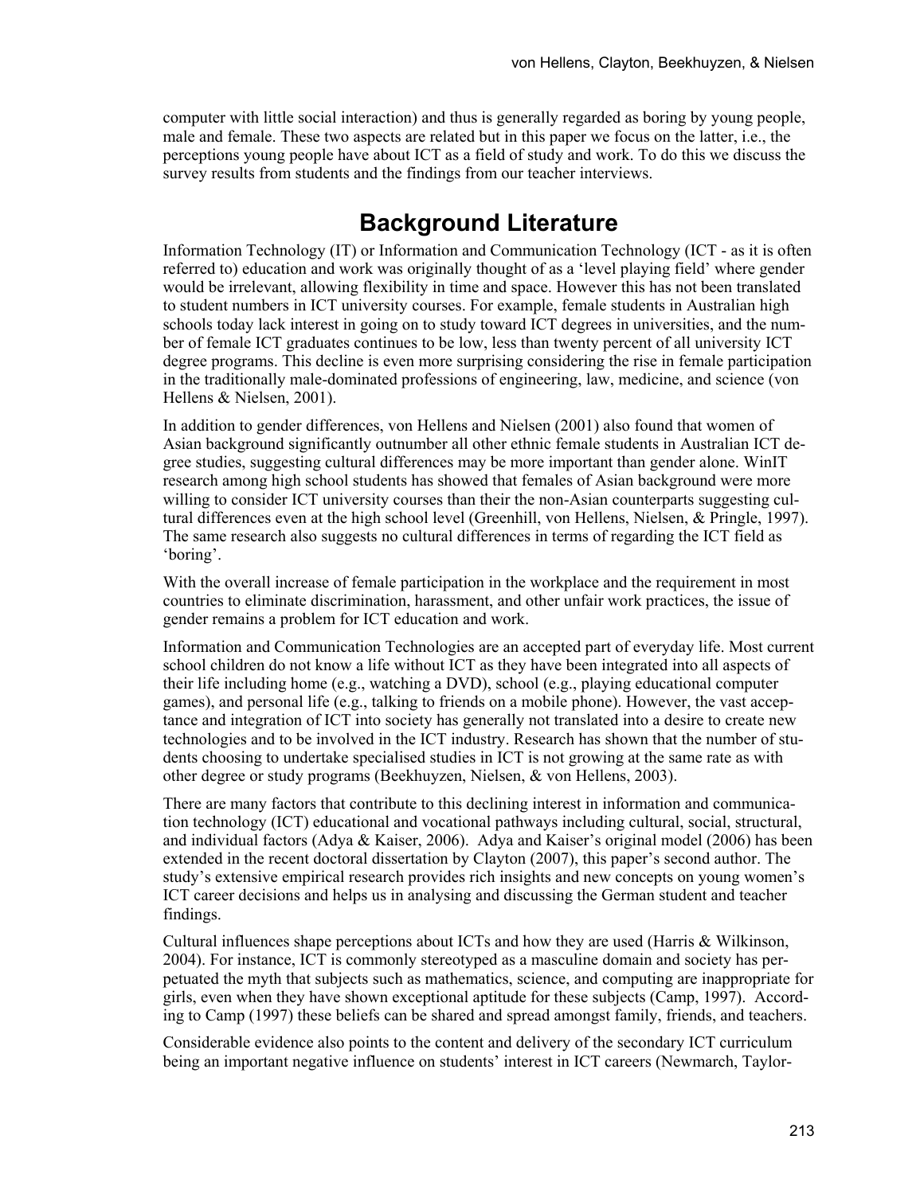computer with little social interaction) and thus is generally regarded as boring by young people, male and female. These two aspects are related but in this paper we focus on the latter, i.e., the perceptions young people have about ICT as a field of study and work. To do this we discuss the survey results from students and the findings from our teacher interviews.

## Background Literature

Information Technology (IT) or Information and Communication Technology (ICT - as it is often referred to) education and work was originally thought of as a 'level playing field' where gender would be irrelevant, allowing flexibility in time and space. However this has not been translated to student numbers in ICT university courses. For example, female students in Australian high schools today lack interest in going on to study toward ICT degrees in universities, and the number of female ICT graduates continues to be low, less than twenty percent of all university ICT degree programs. This decline is even more surprising considering the rise in female participation in the traditionally male-dominated professions of engineering, law, medicine, and science (von Hellens & Nielsen, 2001).

In addition to gender differences, von Hellens and Nielsen (2001) also found that women of Asian background significantly outnumber all other ethnic female students in Australian ICT degree studies, suggesting cultural differences may be more important than gender alone. WinIT research among high school students has showed that females of Asian background were more willing to consider ICT university courses than their the non-Asian counterparts suggesting cultural differences even at the high school level (Greenhill, von Hellens, Nielsen, & Pringle, 1997). The same research also suggests no cultural differences in terms of regarding the ICT field as 'boring'.

With the overall increase of female participation in the workplace and the requirement in most countries to eliminate discrimination, harassment, and other unfair work practices, the issue of gender remains a problem for ICT education and work.

Information and Communication Technologies are an accepted part of everyday life. Most current school children do not know a life without ICT as they have been integrated into all aspects of their life including home (e.g., watching a DVD), school (e.g., playing educational computer games), and personal life (e.g., talking to friends on a mobile phone). However, the vast acceptance and integration of ICT into society has generally not translated into a desire to create new technologies and to be involved in the ICT industry. Research has shown that the number of students choosing to undertake specialised studies in ICT is not growing at the same rate as with other degree or study programs (Beekhuyzen, Nielsen, & von Hellens, 2003).

There are many factors that contribute to this declining interest in information and communication technology (ICT) educational and vocational pathways including cultural, social, structural, and individual factors (Adya & Kaiser, 2006). Adya and Kaiser's original model (2006) has been extended in the recent doctoral dissertation by Clayton (2007), this paper's second author. The study's extensive empirical research provides rich insights and new concepts on young women's ICT career decisions and helps us in analysing and discussing the German student and teacher findings.

Cultural influences shape perceptions about ICTs and how they are used (Harris & Wilkinson, 2004). For instance, ICT is commonly stereotyped as a masculine domain and society has perpetuated the myth that subjects such as mathematics, science, and computing are inappropriate for girls, even when they have shown exceptional aptitude for these subjects (Camp, 1997). According to Camp (1997) these beliefs can be shared and spread amongst family, friends, and teachers.

Considerable evidence also points to the content and delivery of the secondary ICT curriculum being an important negative influence on students' interest in ICT careers (Newmarch, Taylor-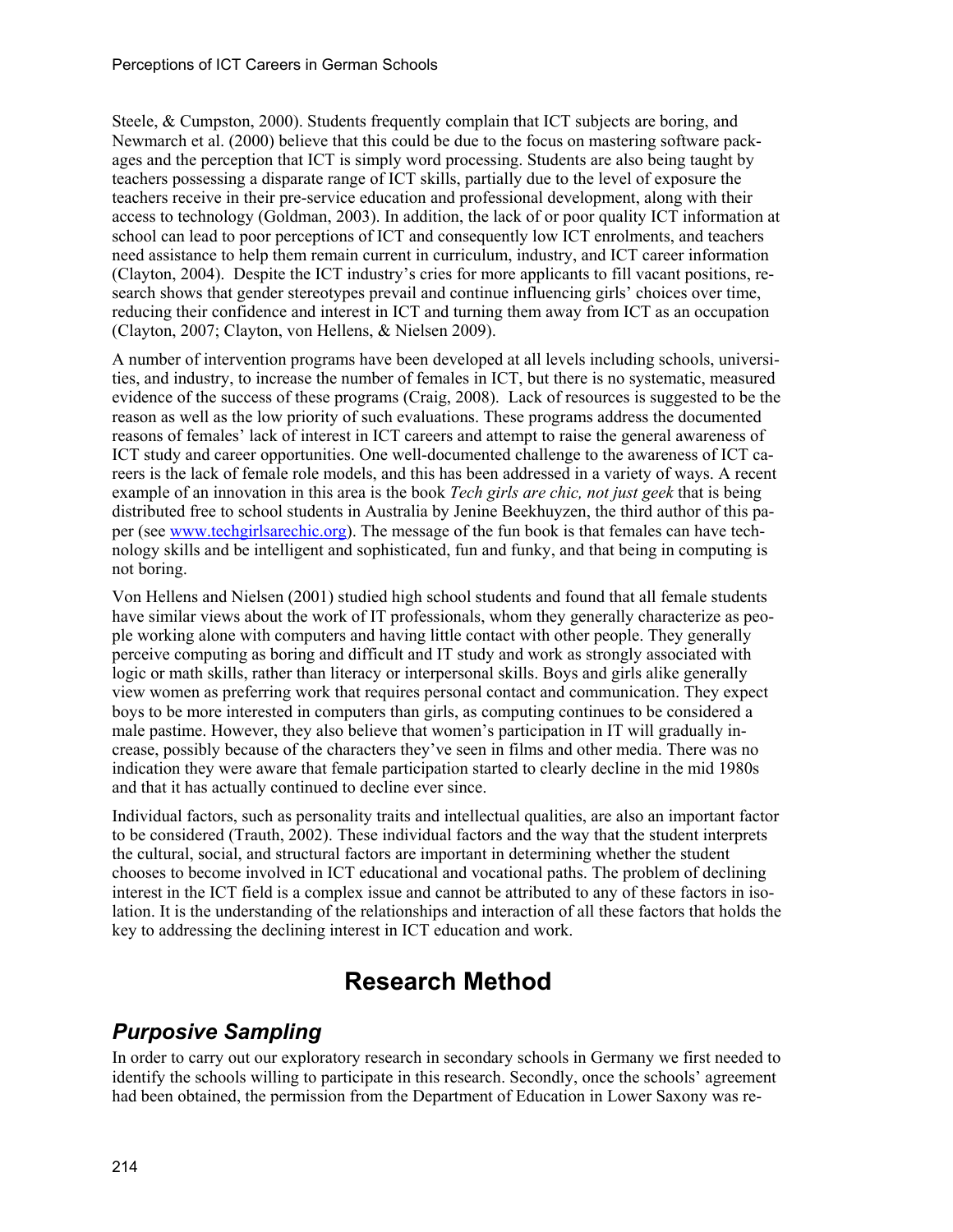Steele, & Cumpston, 2000). Students frequently complain that ICT subjects are boring, and Newmarch et al. (2000) believe that this could be due to the focus on mastering software packages and the perception that ICT is simply word processing. Students are also being taught by teachers possessing a disparate range of ICT skills, partially due to the level of exposure the teachers receive in their pre-service education and professional development, along with their access to technology (Goldman, 2003). In addition, the lack of or poor quality ICT information at school can lead to poor perceptions of ICT and consequently low ICT enrolments, and teachers need assistance to help them remain current in curriculum, industry, and ICT career information (Clayton, 2004). Despite the ICT industry's cries for more applicants to fill vacant positions, research shows that gender stereotypes prevail and continue influencing girls' choices over time, reducing their confidence and interest in ICT and turning them away from ICT as an occupation (Clayton, 2007; Clayton, von Hellens, & Nielsen 2009).

A number of intervention programs have been developed at all levels including schools, universities, and industry, to increase the number of females in ICT, but there is no systematic, measured evidence of the success of these programs (Craig, 2008). Lack of resources is suggested to be the reason as well as the low priority of such evaluations. These programs address the documented reasons of females' lack of interest in ICT careers and attempt to raise the general awareness of ICT study and career opportunities. One well-documented challenge to the awareness of ICT careers is the lack of female role models, and this has been addressed in a variety of ways. A recent example of an innovation in this area is the book *Tech girls are chic, not just geek* that is being distributed free to school students in Australia by Jenine Beekhuyzen, the third author of this paper (see www.techgirlsarechic.org). The message of the fun book is that females can have technology skills and be intelligent and sophisticated, fun and funky, and that being in computing is not boring.

Von Hellens and Nielsen (2001) studied high school students and found that all female students have similar views about the work of IT professionals, whom they generally characterize as people working alone with computers and having little contact with other people. They generally perceive computing as boring and difficult and IT study and work as strongly associated with logic or math skills, rather than literacy or interpersonal skills. Boys and girls alike generally view women as preferring work that requires personal contact and communication. They expect boys to be more interested in computers than girls, as computing continues to be considered a male pastime. However, they also believe that women's participation in IT will gradually increase, possibly because of the characters they've seen in films and other media. There was no indication they were aware that female participation started to clearly decline in the mid 1980s and that it has actually continued to decline ever since.

Individual factors, such as personality traits and intellectual qualities, are also an important factor to be considered (Trauth, 2002). These individual factors and the way that the student interprets the cultural, social, and structural factors are important in determining whether the student chooses to become involved in ICT educational and vocational paths. The problem of declining interest in the ICT field is a complex issue and cannot be attributed to any of these factors in isolation. It is the understanding of the relationships and interaction of all these factors that holds the key to addressing the declining interest in ICT education and work.

# Research Method

## *Purposive Sampling*

In order to carry out our exploratory research in secondary schools in Germany we first needed to identify the schools willing to participate in this research. Secondly, once the schools' agreement had been obtained, the permission from the Department of Education in Lower Saxony was re-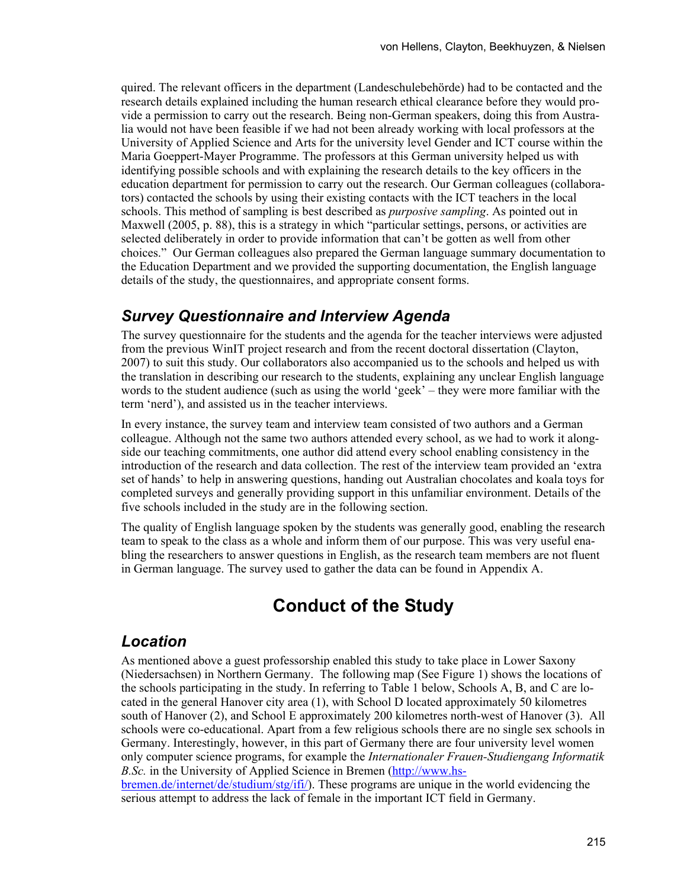quired. The relevant officers in the department (Landeschulebehörde) had to be contacted and the research details explained including the human research ethical clearance before they would provide a permission to carry out the research. Being non-German speakers, doing this from Australia would not have been feasible if we had not been already working with local professors at the University of Applied Science and Arts for the university level Gender and ICT course within the Maria Goeppert-Mayer Programme. The professors at this German university helped us with identifying possible schools and with explaining the research details to the key officers in the education department for permission to carry out the research. Our German colleagues (collaborators) contacted the schools by using their existing contacts with the ICT teachers in the local schools. This method of sampling is best described as *purposive sampling*. As pointed out in Maxwell (2005, p. 88), this is a strategy in which "particular settings, persons, or activities are selected deliberately in order to provide information that can't be gotten as well from other choices." Our German colleagues also prepared the German language summary documentation to the Education Department and we provided the supporting documentation, the English language details of the study, the questionnaires, and appropriate consent forms.

## Survey Questionnaire and Interview Agenda

The survey questionnaire for the students and the agenda for the teacher interviews were adjusted from the previous WinIT project research and from the recent doctoral dissertation (Clayton, 2007) to suit this study. Our collaborators also accompanied us to the schools and helped us with the translation in describing our research to the students, explaining any unclear English language words to the student audience (such as using the world 'geek' – they were more familiar with the term 'nerd'), and assisted us in the teacher interviews.

In every instance, the survey team and interview team consisted of two authors and a German colleague. Although not the same two authors attended every school, as we had to work it alongside our teaching commitments, one author did attend every school enabling consistency in the introduction of the research and data collection. The rest of the interview team provided an 'extra set of hands' to help in answering questions, handing out Australian chocolates and koala toys for completed surveys and generally providing support in this unfamiliar environment. Details of the five schools included in the study are in the following section.

The quality of English language spoken by the students was generally good, enabling the research team to speak to the class as a whole and inform them of our purpose. This was very useful enabling the researchers to answer questions in English, as the research team members are not fluent in German language. The survey used to gather the data can be found in Appendix A.

# Conduct of the Study

## Location

As mentioned above a guest professorship enabled this study to take place in Lower Saxony (Niedersachsen) in Northern Germany. The following map (See Figure 1) shows the locations of the schools participating in the study. In referring to Table 1 below, Schools A, B, and C are located in the general Hanover city area (1), with School D located approximately 50 kilometres south of Hanover (2), and School E approximately 200 kilometres north-west of Hanover (3). All schools were co-educational. Apart from a few religious schools there are no single sex schools in Germany. Interestingly, however, in this part of Germany there are four university level women only computer science programs, for example the *Internationaler Frauen-Studiengang Informatik B.Sc.* in the University of Applied Science in Bremen (http://www.hs-bremen.de/internet/de/studium/stg/ifi/). These programs are unique in the world evidencing the serious attempt to address the lack of female in the important ICT field in Germany.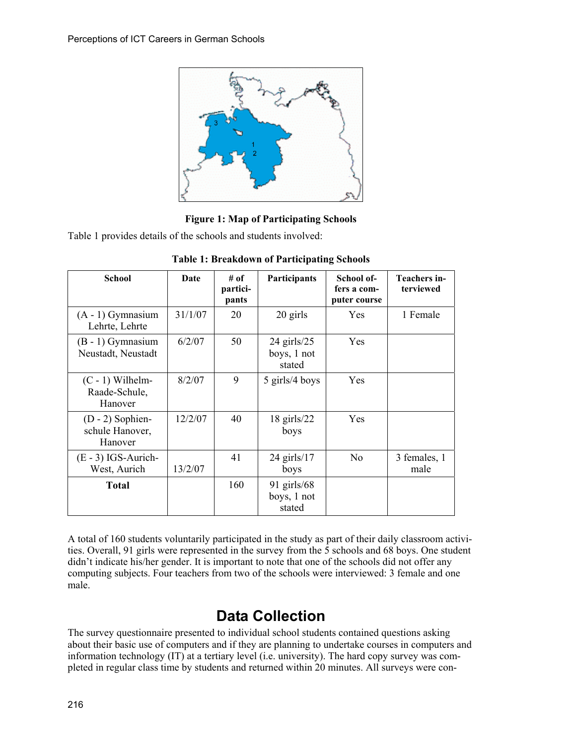**Figure 1: Map of Participating Schools**

Table 1 provides details of the schools and students involved:

**Table 1: Breakdown of Participating Schools**

| School | Date | # of participants | Participants | School offers a computer course | Teachers interviewed |
|---|---|---|---|---|---|
| (A - 1) Gymnasium Lehrte, Lehrte | 31/1/07 | 20 | 20 girls | Yes | 1 Female |
| (B - 1) Gymnasium Neustadt, Neustadt | 6/2/07 | 50 | 24 girls/25 boys, 1 not stated | Yes | |
| (C - 1) Wilhelm-Raade-Schule, Hanover | 8/2/07 | 9 | 5 girls/4 boys | Yes | |
| (D - 2) Sophienschule Hanover, Hanover | 12/2/07 | 40 | 18 girls/22 boys | Yes | |
| (E - 3) IGS-Aurich-West, Aurich | 13/2/07 | 41 | 24 girls/17 boys | No | 3 females, 1 male |
| **Total** | | 160 | 91 girls/68 boys, 1 not stated | | |

A total of 160 students voluntarily participated in the study as part of their daily classroom activities. Overall, 91 girls were represented in the survey from the 5 schools and 68 boys. One student didn't indicate his/her gender. It is important to note that one of the schools did not offer any computing subjects. Four teachers from two of the schools were interviewed: 3 female and one male.

## Data Collection

The survey questionnaire presented to individual school students contained questions asking about their basic use of computers and if they are planning to undertake courses in computers and information technology (IT) at a tertiary level (i.e. university). The hard copy survey was completed in regular class time by students and returned within 20 minutes. All surveys were con-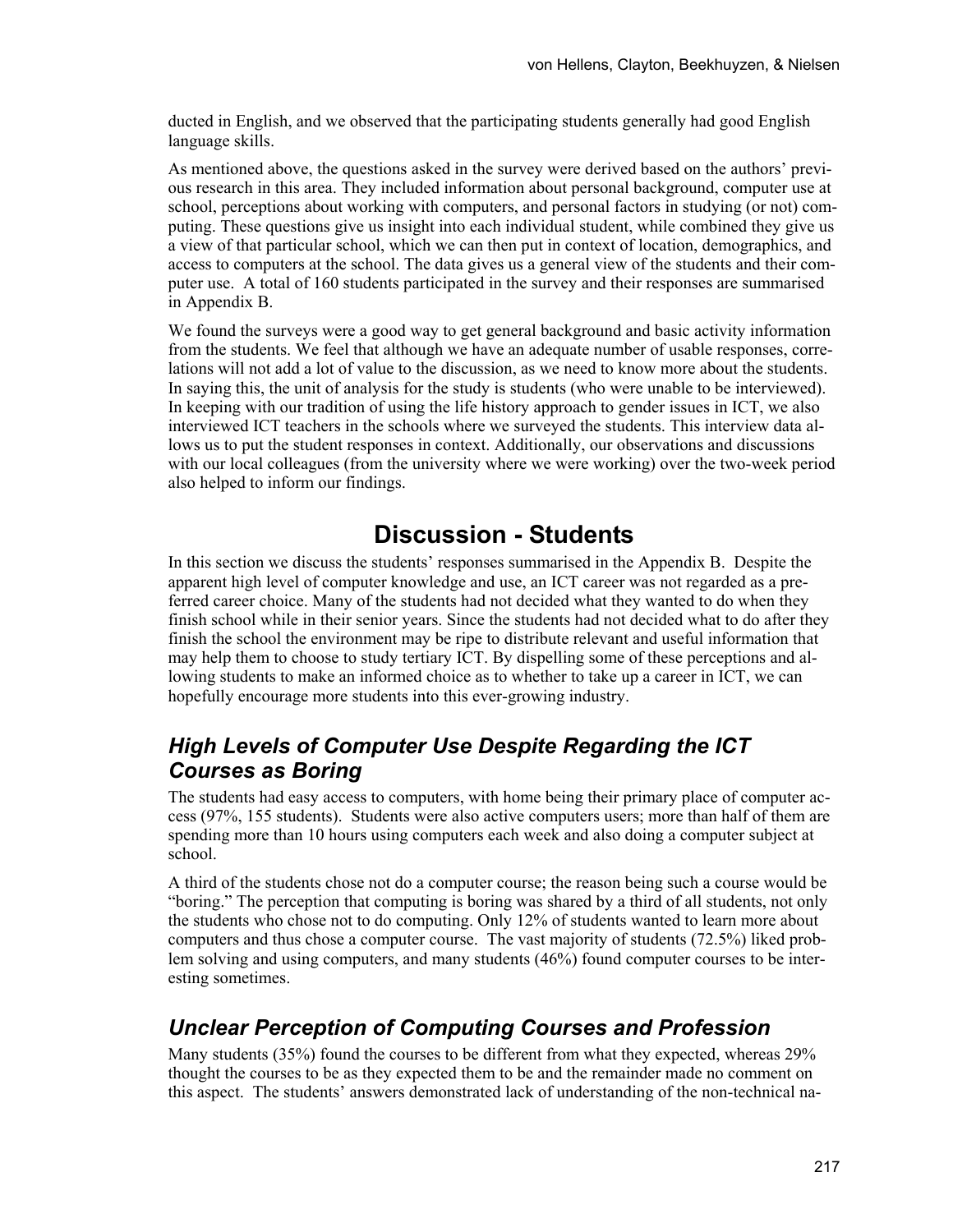ducted in English, and we observed that the participating students generally had good English language skills.

As mentioned above, the questions asked in the survey were derived based on the authors' previous research in this area. They included information about personal background, computer use at school, perceptions about working with computers, and personal factors in studying (or not) computing. These questions give us insight into each individual student, while combined they give us a view of that particular school, which we can then put in context of location, demographics, and access to computers at the school. The data gives us a general view of the students and their computer use. A total of 160 students participated in the survey and their responses are summarised in Appendix B.

We found the surveys were a good way to get general background and basic activity information from the students. We feel that although we have an adequate number of usable responses, correlations will not add a lot of value to the discussion, as we need to know more about the students. In saying this, the unit of analysis for the study is students (who were unable to be interviewed). In keeping with our tradition of using the life history approach to gender issues in ICT, we also interviewed ICT teachers in the schools where we surveyed the students. This interview data allows us to put the student responses in context. Additionally, our observations and discussions with our local colleagues (from the university where we were working) over the two-week period also helped to inform our findings.

# Discussion - Students

In this section we discuss the students' responses summarised in the Appendix B. Despite the apparent high level of computer knowledge and use, an ICT career was not regarded as a preferred career choice. Many of the students had not decided what they wanted to do when they finish school while in their senior years. Since the students had not decided what to do after they finish the school the environment may be ripe to distribute relevant and useful information that may help them to choose to study tertiary ICT. By dispelling some of these perceptions and allowing students to make an informed choice as to whether to take up a career in ICT, we can hopefully encourage more students into this ever-growing industry.

## *High Levels of Computer Use Despite Regarding the ICT Courses as Boring*

The students had easy access to computers, with home being their primary place of computer access (97%, 155 students). Students were also active computers users; more than half of them are spending more than 10 hours using computers each week and also doing a computer subject at school.

A third of the students chose not do a computer course; the reason being such a course would be "boring." The perception that computing is boring was shared by a third of all students, not only the students who chose not to do computing. Only 12% of students wanted to learn more about computers and thus chose a computer course. The vast majority of students (72.5%) liked problem solving and using computers, and many students (46%) found computer courses to be interesting sometimes.

## *Unclear Perception of Computing Courses and Profession*

Many students (35%) found the courses to be different from what they expected, whereas 29% thought the courses to be as they expected them to be and the remainder made no comment on this aspect. The students' answers demonstrated lack of understanding of the non-technical na-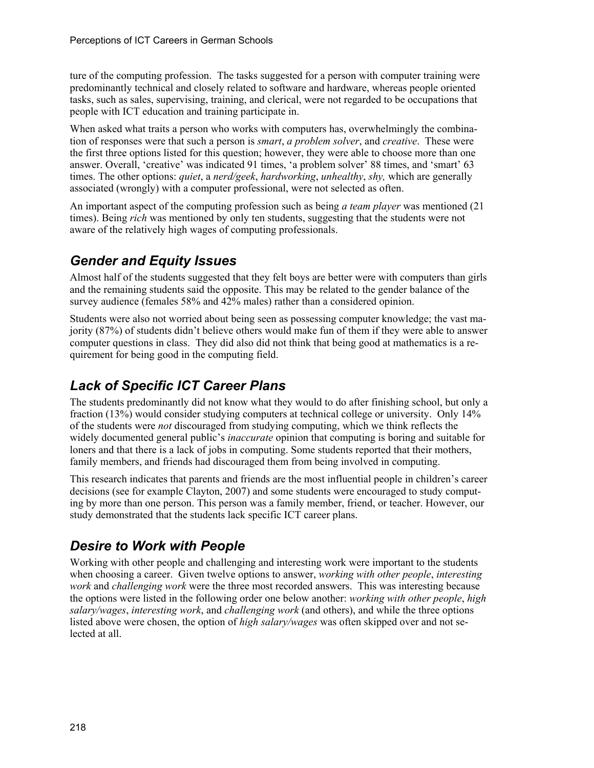ture of the computing profession. The tasks suggested for a person with computer training were predominantly technical and closely related to software and hardware, whereas people oriented tasks, such as sales, supervising, training, and clerical, were not regarded to be occupations that people with ICT education and training participate in.

When asked what traits a person who works with computers has, overwhelmingly the combination of responses were that such a person is *smart*, *a problem solver*, and *creative*. These were the first three options listed for this question; however, they were able to choose more than one answer. Overall, 'creative' was indicated 91 times, 'a problem solver' 88 times, and 'smart' 63 times. The other options: *quiet*, a *nerd/geek*, *hardworking*, *unhealthy*, *shy,* which are generally associated (wrongly) with a computer professional, were not selected as often.

An important aspect of the computing profession such as being *a team player* was mentioned (21 times). Being *rich* was mentioned by only ten students, suggesting that the students were not aware of the relatively high wages of computing professionals.

## Gender and Equity Issues

Almost half of the students suggested that they felt boys are better were with computers than girls and the remaining students said the opposite. This may be related to the gender balance of the survey audience (females 58% and 42% males) rather than a considered opinion.

Students were also not worried about being seen as possessing computer knowledge; the vast majority (87%) of students didn't believe others would make fun of them if they were able to answer computer questions in class. They did also did not think that being good at mathematics is a requirement for being good in the computing field.

## Lack of Specific ICT Career Plans

The students predominantly did not know what they would to do after finishing school, but only a fraction (13%) would consider studying computers at technical college or university. Only 14% of the students were *not* discouraged from studying computing, which we think reflects the widely documented general public's *inaccurate* opinion that computing is boring and suitable for loners and that there is a lack of jobs in computing. Some students reported that their mothers, family members, and friends had discouraged them from being involved in computing.

This research indicates that parents and friends are the most influential people in children's career decisions (see for example Clayton, 2007) and some students were encouraged to study computing by more than one person. This person was a family member, friend, or teacher. However, our study demonstrated that the students lack specific ICT career plans.

## Desire to Work with People

Working with other people and challenging and interesting work were important to the students when choosing a career. Given twelve options to answer, *working with other people*, *interesting work* and *challenging work* were the three most recorded answers. This was interesting because the options were listed in the following order one below another: *working with other people*, *high salary/wages*, *interesting work*, and *challenging work* (and others), and while the three options listed above were chosen, the option of *high salary/wages* was often skipped over and not selected at all.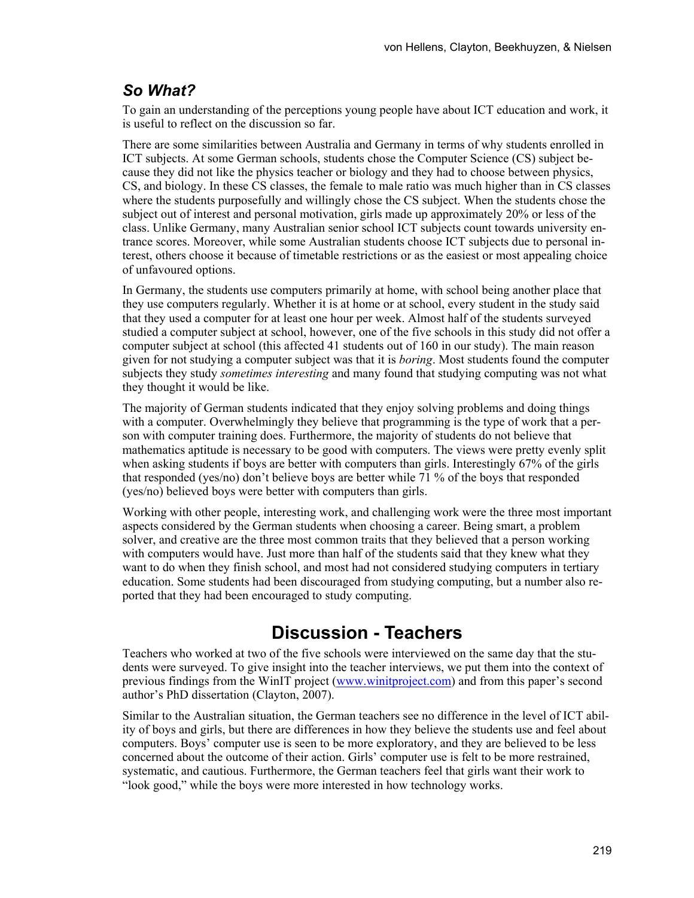### *So What?*

To gain an understanding of the perceptions young people have about ICT education and work, it is useful to reflect on the discussion so far.

There are some similarities between Australia and Germany in terms of why students enrolled in ICT subjects. At some German schools, students chose the Computer Science (CS) subject because they did not like the physics teacher or biology and they had to choose between physics, CS, and biology. In these CS classes, the female to male ratio was much higher than in CS classes where the students purposefully and willingly chose the CS subject. When the students chose the subject out of interest and personal motivation, girls made up approximately 20% or less of the class. Unlike Germany, many Australian senior school ICT subjects count towards university entrance scores. Moreover, while some Australian students choose ICT subjects due to personal interest, others choose it because of timetable restrictions or as the easiest or most appealing choice of unfavoured options.

In Germany, the students use computers primarily at home, with school being another place that they use computers regularly. Whether it is at home or at school, every student in the study said that they used a computer for at least one hour per week. Almost half of the students surveyed studied a computer subject at school, however, one of the five schools in this study did not offer a computer subject at school (this affected 41 students out of 160 in our study). The main reason given for not studying a computer subject was that it is *boring*. Most students found the computer subjects they study *sometimes interesting* and many found that studying computing was not what they thought it would be like.

The majority of German students indicated that they enjoy solving problems and doing things with a computer. Overwhelmingly they believe that programming is the type of work that a person with computer training does. Furthermore, the majority of students do not believe that mathematics aptitude is necessary to be good with computers. The views were pretty evenly split when asking students if boys are better with computers than girls. Interestingly 67% of the girls that responded (yes/no) don't believe boys are better while 71 % of the boys that responded (yes/no) believed boys were better with computers than girls.

Working with other people, interesting work, and challenging work were the three most important aspects considered by the German students when choosing a career. Being smart, a problem solver, and creative are the three most common traits that they believed that a person working with computers would have. Just more than half of the students said that they knew what they want to do when they finish school, and most had not considered studying computers in tertiary education. Some students had been discouraged from studying computing, but a number also reported that they had been encouraged to study computing.

## Discussion - Teachers

Teachers who worked at two of the five schools were interviewed on the same day that the students were surveyed. To give insight into the teacher interviews, we put them into the context of previous findings from the WinIT project (www.winitproject.com) and from this paper's second author's PhD dissertation (Clayton, 2007).

Similar to the Australian situation, the German teachers see no difference in the level of ICT ability of boys and girls, but there are differences in how they believe the students use and feel about computers. Boys' computer use is seen to be more exploratory, and they are believed to be less concerned about the outcome of their action. Girls' computer use is felt to be more restrained, systematic, and cautious. Furthermore, the German teachers feel that girls want their work to "look good," while the boys were more interested in how technology works.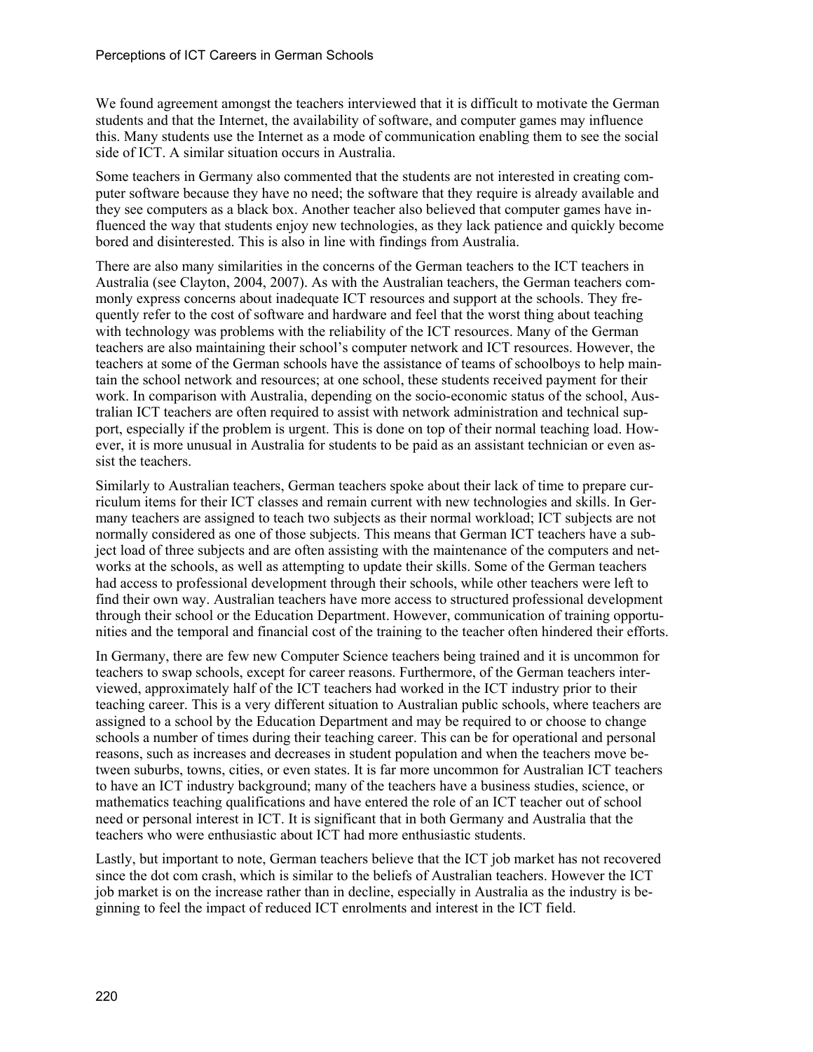We found agreement amongst the teachers interviewed that it is difficult to motivate the German students and that the Internet, the availability of software, and computer games may influence this. Many students use the Internet as a mode of communication enabling them to see the social side of ICT. A similar situation occurs in Australia.

Some teachers in Germany also commented that the students are not interested in creating computer software because they have no need; the software that they require is already available and they see computers as a black box. Another teacher also believed that computer games have influenced the way that students enjoy new technologies, as they lack patience and quickly become bored and disinterested. This is also in line with findings from Australia.

There are also many similarities in the concerns of the German teachers to the ICT teachers in Australia (see Clayton, 2004, 2007). As with the Australian teachers, the German teachers commonly express concerns about inadequate ICT resources and support at the schools. They frequently refer to the cost of software and hardware and feel that the worst thing about teaching with technology was problems with the reliability of the ICT resources. Many of the German teachers are also maintaining their school's computer network and ICT resources. However, the teachers at some of the German schools have the assistance of teams of schoolboys to help maintain the school network and resources; at one school, these students received payment for their work. In comparison with Australia, depending on the socio-economic status of the school, Australian ICT teachers are often required to assist with network administration and technical support, especially if the problem is urgent. This is done on top of their normal teaching load. However, it is more unusual in Australia for students to be paid as an assistant technician or even assist the teachers.

Similarly to Australian teachers, German teachers spoke about their lack of time to prepare curriculum items for their ICT classes and remain current with new technologies and skills. In Germany teachers are assigned to teach two subjects as their normal workload; ICT subjects are not normally considered as one of those subjects. This means that German ICT teachers have a subject load of three subjects and are often assisting with the maintenance of the computers and networks at the schools, as well as attempting to update their skills. Some of the German teachers had access to professional development through their schools, while other teachers were left to find their own way. Australian teachers have more access to structured professional development through their school or the Education Department. However, communication of training opportunities and the temporal and financial cost of the training to the teacher often hindered their efforts.

In Germany, there are few new Computer Science teachers being trained and it is uncommon for teachers to swap schools, except for career reasons. Furthermore, of the German teachers interviewed, approximately half of the ICT teachers had worked in the ICT industry prior to their teaching career. This is a very different situation to Australian public schools, where teachers are assigned to a school by the Education Department and may be required to or choose to change schools a number of times during their teaching career. This can be for operational and personal reasons, such as increases and decreases in student population and when the teachers move between suburbs, towns, cities, or even states. It is far more uncommon for Australian ICT teachers to have an ICT industry background; many of the teachers have a business studies, science, or mathematics teaching qualifications and have entered the role of an ICT teacher out of school need or personal interest in ICT. It is significant that in both Germany and Australia that the teachers who were enthusiastic about ICT had more enthusiastic students.

Lastly, but important to note, German teachers believe that the ICT job market has not recovered since the dot com crash, which is similar to the beliefs of Australian teachers. However the ICT job market is on the increase rather than in decline, especially in Australia as the industry is beginning to feel the impact of reduced ICT enrolments and interest in the ICT field.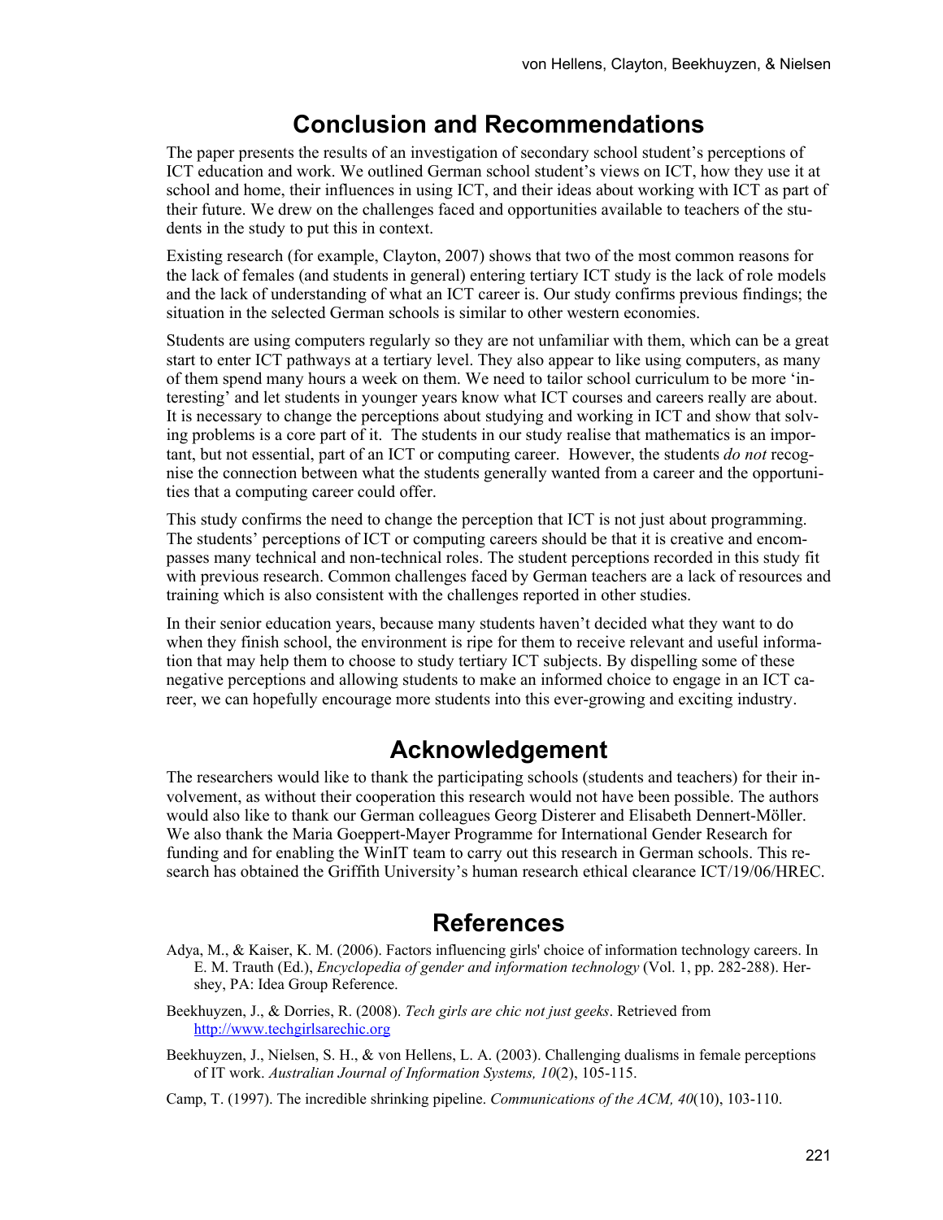## Conclusion and Recommendations

The paper presents the results of an investigation of secondary school student's perceptions of ICT education and work. We outlined German school student's views on ICT, how they use it at school and home, their influences in using ICT, and their ideas about working with ICT as part of their future. We drew on the challenges faced and opportunities available to teachers of the students in the study to put this in context.

Existing research (for example, Clayton, 2007) shows that two of the most common reasons for the lack of females (and students in general) entering tertiary ICT study is the lack of role models and the lack of understanding of what an ICT career is. Our study confirms previous findings; the situation in the selected German schools is similar to other western economies.

Students are using computers regularly so they are not unfamiliar with them, which can be a great start to enter ICT pathways at a tertiary level. They also appear to like using computers, as many of them spend many hours a week on them. We need to tailor school curriculum to be more 'interesting' and let students in younger years know what ICT courses and careers really are about. It is necessary to change the perceptions about studying and working in ICT and show that solving problems is a core part of it. The students in our study realise that mathematics is an important, but not essential, part of an ICT or computing career. However, the students *do not* recognise the connection between what the students generally wanted from a career and the opportunities that a computing career could offer.

This study confirms the need to change the perception that ICT is not just about programming. The students' perceptions of ICT or computing careers should be that it is creative and encompasses many technical and non-technical roles. The student perceptions recorded in this study fit with previous research. Common challenges faced by German teachers are a lack of resources and training which is also consistent with the challenges reported in other studies.

In their senior education years, because many students haven't decided what they want to do when they finish school, the environment is ripe for them to receive relevant and useful information that may help them to choose to study tertiary ICT subjects. By dispelling some of these negative perceptions and allowing students to make an informed choice to engage in an ICT career, we can hopefully encourage more students into this ever-growing and exciting industry.

## Acknowledgement

The researchers would like to thank the participating schools (students and teachers) for their involvement, as without their cooperation this research would not have been possible. The authors would also like to thank our German colleagues Georg Disterer and Elisabeth Dennert-Möller. We also thank the Maria Goeppert-Mayer Programme for International Gender Research for funding and for enabling the WinIT team to carry out this research in German schools. This research has obtained the Griffith University's human research ethical clearance ICT/19/06/HREC.

## References

Adya, M., & Kaiser, K. M. (2006). Factors influencing girls' choice of information technology careers. In E. M. Trauth (Ed.), *Encyclopedia of gender and information technology* (Vol. 1, pp. 282-288). Hershey, PA: Idea Group Reference.

Beekhuyzen, J., & Dorries, R. (2008). *Tech girls are chic not just geeks*. Retrieved from http://www.techgirlsarechic.org

Beekhuyzen, J., Nielsen, S. H., & von Hellens, L. A. (2003). Challenging dualisms in female perceptions of IT work. *Australian Journal of Information Systems, 10*(2), 105-115.

Camp, T. (1997). The incredible shrinking pipeline. *Communications of the ACM, 40*(10), 103-110.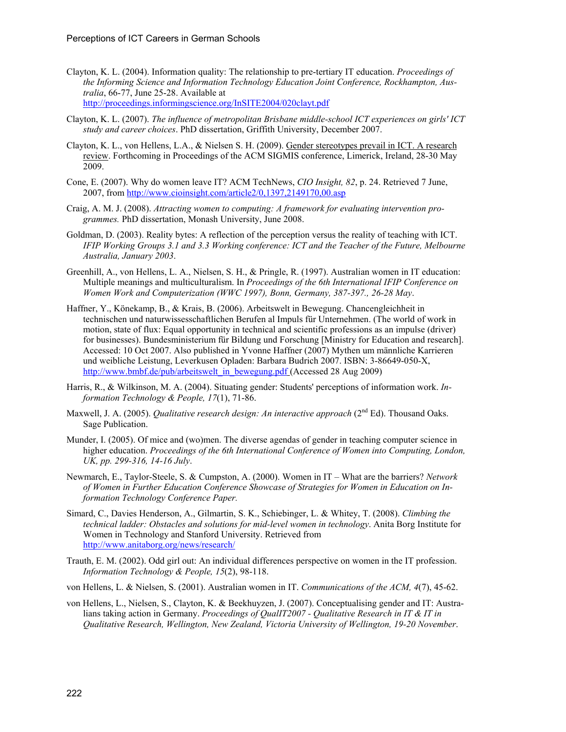Clayton, K. L. (2004). Information quality: The relationship to pre-tertiary IT education. *Proceedings of the Informing Science and Information Technology Education Joint Conference, Rockhampton, Australia*, 66-77, June 25-28. Available at http://proceedings.informingscience.org/InSITE2004/020clayt.pdf

Clayton, K. L. (2007). *The influence of metropolitan Brisbane middle-school ICT experiences on girls' ICT study and career choices*. PhD dissertation, Griffith University, December 2007.

Clayton, K. L., von Hellens, L.A., & Nielsen S. H. (2009). Gender stereotypes prevail in ICT. A research review. Forthcoming in Proceedings of the ACM SIGMIS conference, Limerick, Ireland, 28-30 May 2009.

Cone, E. (2007). Why do women leave IT? ACM TechNews, *CIO Insight, 82*, p. 24. Retrieved 7 June, 2007, from http://www.cioinsight.com/article2/0,1397,2149170,00.asp

Craig, A. M. J. (2008). *Attracting women to computing: A framework for evaluating intervention programmes.* PhD dissertation, Monash University, June 2008.

Goldman, D. (2003). Reality bytes: A reflection of the perception versus the reality of teaching with ICT. *IFIP Working Groups 3.1 and 3.3 Working conference: ICT and the Teacher of the Future, Melbourne Australia, January 2003*.

Greenhill, A., von Hellens, L. A., Nielsen, S. H., & Pringle, R. (1997). Australian women in IT education: Multiple meanings and multiculturalism. In *Proceedings of the 6th International IFIP Conference on Women Work and Computerization (WWC 1997), Bonn, Germany, 387-397., 26-28 May*.

Haffner, Y., Könekamp, B., & Krais, B. (2006). Arbeitswelt in Bewegung. Chancengleichheit in technischen und naturwissesschaftlichen Berufen al Impuls für Unternehmen. (The world of work in motion, state of flux: Equal opportunity in technical and scientific professions as an impulse (driver) for businesses). Bundesministerium für Bildung und Forschung [Ministry for Education and research]. Accessed: 10 Oct 2007. Also published in Yvonne Haffner (2007) Mythen um männliche Karrieren und weibliche Leistung, Leverkusen Opladen: Barbara Budrich 2007. ISBN: 3-86649-050-X, http://www.bmbf.de/pub/arbeitswelt_in_bewegung.pdf (Accessed 28 Aug 2009)

Harris, R., & Wilkinson, M. A. (2004). Situating gender: Students' perceptions of information work. *Information Technology & People, 17*(1), 71-86.

Maxwell, J. A. (2005). *Qualitative research design: An interactive approach* (2nd Ed). Thousand Oaks. Sage Publication.

Munder, I. (2005). Of mice and (wo)men. The diverse agendas of gender in teaching computer science in higher education. *Proceedings of the 6th International Conference of Women into Computing, London, UK, pp. 299-316, 14-16 July*.

Newmarch, E., Taylor-Steele, S. & Cumpston, A. (2000). Women in IT – What are the barriers? *Network of Women in Further Education Conference Showcase of Strategies for Women in Education on Information Technology Conference Paper.*

Simard, C., Davies Henderson, A., Gilmartin, S. K., Schiebinger, L. & Whitey, T. (2008). *Climbing the technical ladder: Obstacles and solutions for mid-level women in technology*. Anita Borg Institute for Women in Technology and Stanford University. Retrieved from http://www.anitaborg.org/news/research/

Trauth, E. M. (2002). Odd girl out: An individual differences perspective on women in the IT profession. *Information Technology & People, 15*(2), 98-118.

von Hellens, L. & Nielsen, S. (2001). Australian women in IT. *Communications of the ACM, 4*(7), 45-62.

von Hellens, L., Nielsen, S., Clayton, K. & Beekhuyzen, J. (2007). Conceptualising gender and IT: Australians taking action in Germany. *Proceedings of QualIT2007 - Qualitative Research in IT & IT in Qualitative Research, Wellington, New Zealand, Victoria University of Wellington, 19-20 November*.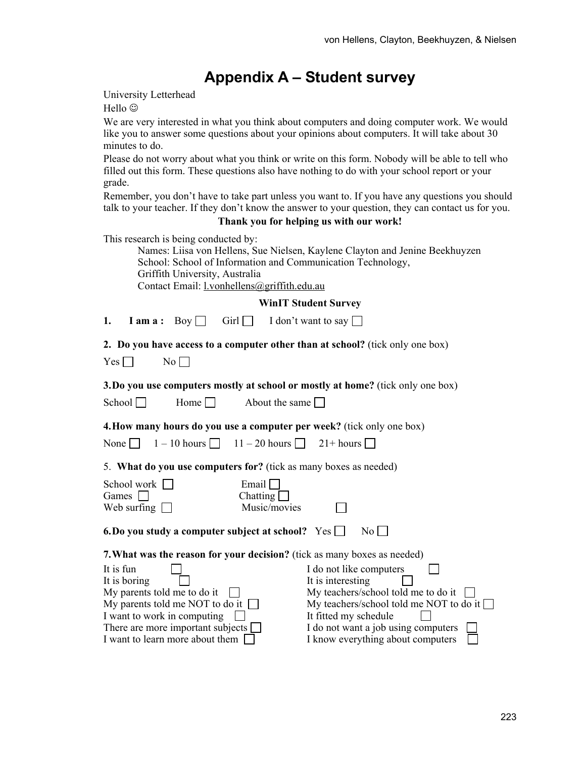# Appendix A – Student survey

University Letterhead

Hello ☺

We are very interested in what you think about computers and doing computer work. We would like you to answer some questions about your opinions about computers. It will take about 30 minutes to do.

Please do not worry about what you think or write on this form. Nobody will be able to tell who filled out this form. These questions also have nothing to do with your school report or your grade.

Remember, you don't have to take part unless you want to. If you have any questions you should talk to your teacher. If they don't know the answer to your question, they can contact us for you.

**Thank you for helping us with our work!**

This research is being conducted by:

Names: Liisa von Hellens, Sue Nielsen, Kaylene Clayton and Jenine Beekhuyzen
School: School of Information and Communication Technology,
Griffith University, Australia
Contact Email: l.vonhellens@griffith.edu.au

**WinIT Student Survey**

**1. I am a :** Boy ☐ Girl ☐ I don't want to say ☐

**2. Do you have access to a computer other than at school?** (tick only one box)

Yes ☐ No ☐

**3. Do you use computers mostly at school or mostly at home?** (tick only one box)

School ☐ Home ☐ About the same ☐

**4. How many hours do you use a computer per week?** (tick only one box)

None ☐ 1 – 10 hours ☐ 11 – 20 hours ☐ 21+ hours ☐

5. **What do you use computers for?** (tick as many boxes as needed)

School work ☐ Email ☐
Games ☐ Chatting ☐
Web surfing ☐ Music/movies ☐

**6. Do you study a computer subject at school?** Yes ☐ No ☐

**7. What was the reason for your decision?** (tick as many boxes as needed)

It is fun ☐
It is boring ☐
My parents told me to do it ☐
My parents told me NOT to do it ☐
I want to work in computing ☐
There are more important subjects ☐
I want to learn more about them ☐
I do not like computers ☐
It is interesting ☐
My teachers/school told me to do it ☐
My teachers/school told me NOT to do it ☐
It fitted my schedule ☐
I do not want a job using computers ☐
I know everything about computers ☐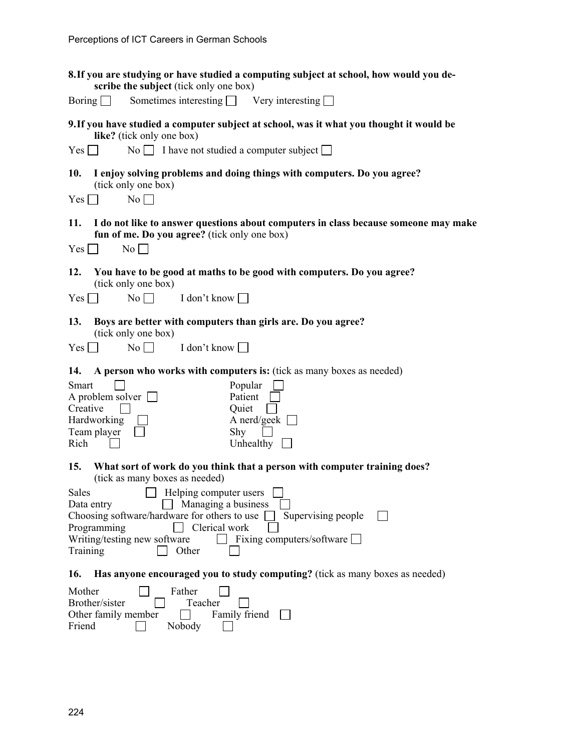**8. If you are studying or have studied a computing subject at school, how would you describe the subject** (tick only one box)

Boring ☐ Sometimes interesting ☐ Very interesting ☐

**9. If you have studied a computer subject at school, was it what you thought it would be like?** (tick only one box)

Yes ☐ No ☐ I have not studied a computer subject ☐

**10. I enjoy solving problems and doing things with computers. Do you agree?** (tick only one box)

Yes ☐ No ☐

**11. I do not like to answer questions about computers in class because someone may make fun of me. Do you agree?** (tick only one box)

Yes ☐ No ☐

**12. You have to be good at maths to be good with computers. Do you agree?** (tick only one box)

Yes ☐ No ☐ I don't know ☐

**13. Boys are better with computers than girls are. Do you agree?** (tick only one box)

Yes ☐ No ☐ I don't know ☐

**14. A person who works with computers is:** (tick as many boxes as needed)

Smart ☐ Popular ☐
A problem solver ☐ Patient ☐
Creative ☐ Quiet ☐
Hardworking ☐ A nerd/geek ☐
Team player ☐ Shy ☐
Rich ☐ Unhealthy ☐

**15. What sort of work do you think that a person with computer training does?** (tick as many boxes as needed)

Sales ☐ Helping computer users ☐
Data entry ☐ Managing a business ☐
Choosing software/hardware for others to use ☐ Supervising people ☐
Programming ☐ Clerical work ☐
Writing/testing new software ☐ Fixing computers/software ☐
Training ☐ Other ☐

**16. Has anyone encouraged you to study computing?** (tick as many boxes as needed)

Mother ☐ Father ☐
Brother/sister ☐ Teacher ☐
Other family member ☐ Family friend ☐
Friend ☐ Nobody ☐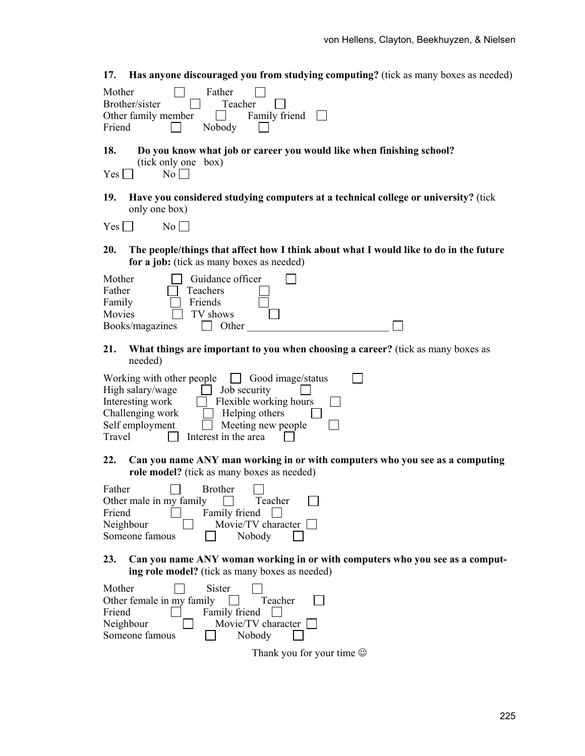**17. Has anyone discouraged you from studying computing?** (tick as many boxes as needed)

Mother ☐ Father ☐
Brother/sister ☐ Teacher ☐
Other family member ☐ Family friend ☐
Friend ☐ Nobody ☐

**18. Do you know what job or career you would like when finishing school?** (tick only one box)

Yes ☐ No ☐

**19. Have you considered studying computers at a technical college or university?** (tick only one box)

Yes ☐ No ☐

**20. The people/things that affect how I think about what I would like to do in the future for a job:** (tick as many boxes as needed)

Mother ☐ Guidance officer ☐
Father ☐ Teachers ☐
Family ☐ Friends ☐
Movies ☐ TV shows ☐
Books/magazines ☐ Other ___________________________ ☐

**21. What things are important to you when choosing a career?** (tick as many boxes as needed)

Working with other people ☐ Good image/status ☐
High salary/wage ☐ Job security ☐
Interesting work ☐ Flexible working hours ☐
Challenging work ☐ Helping others ☐
Self employment ☐ Meeting new people ☐
Travel ☐ Interest in the area ☐

**22. Can you name ANY man working in or with computers who you see as a computing role model?** (tick as many boxes as needed)

Father ☐ Brother ☐
Other male in my family ☐ Teacher ☐
Friend ☐ Family friend ☐
Neighbour ☐ Movie/TV character ☐
Someone famous ☐ Nobody ☐

**23. Can you name ANY woman working in or with computers who you see as a computing role model?** (tick as many boxes as needed)

Mother ☐ Sister ☐
Other female in my family ☐ Teacher ☐
Friend ☐ Family friend ☐
Neighbour ☐ Movie/TV character ☐
Someone famous ☐ Nobody ☐

Thank you for your time ☺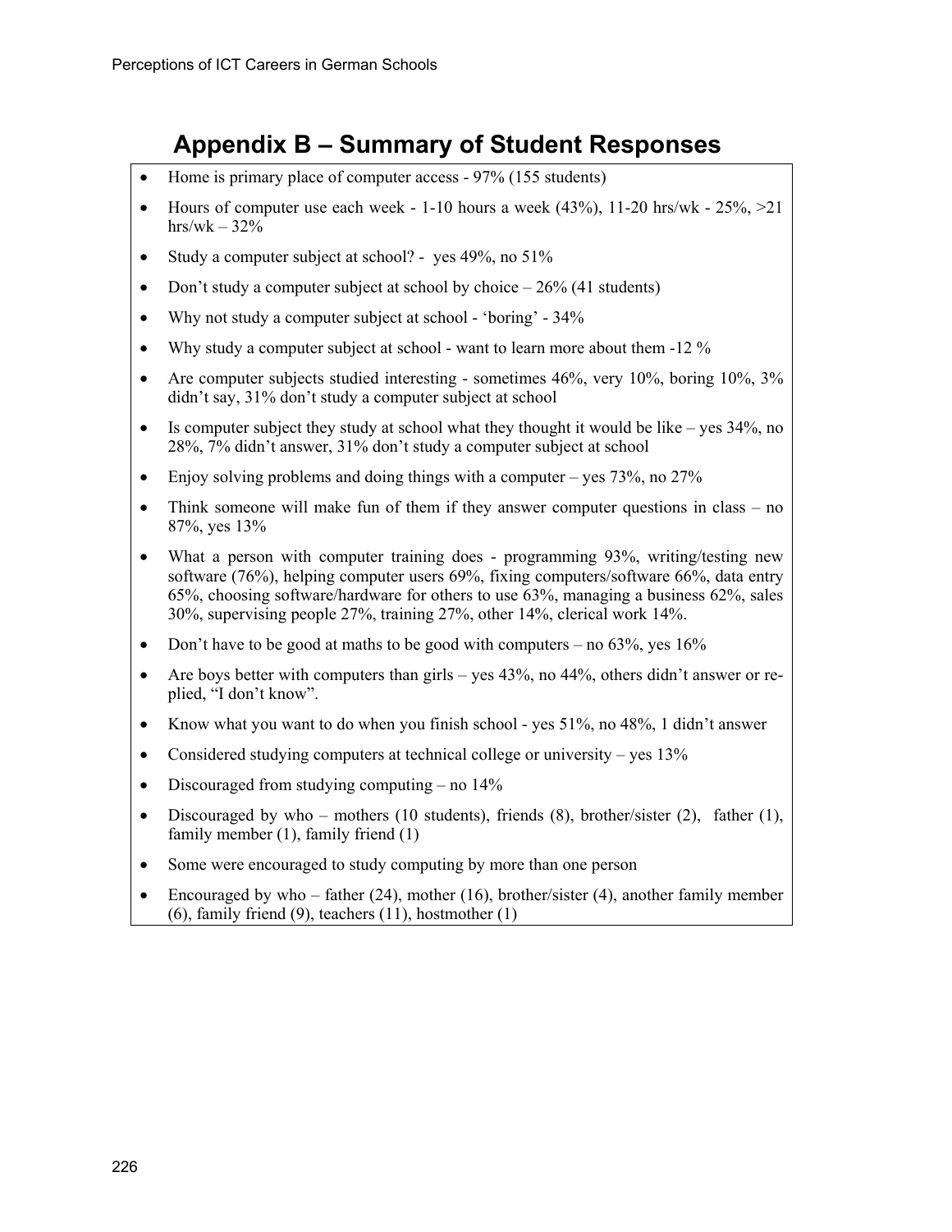# Appendix B – Summary of Student Responses

- Home is primary place of computer access - 97% (155 students)
- Hours of computer use each week - 1-10 hours a week (43%), 11-20 hrs/wk - 25%, >21 hrs/wk – 32%
- Study a computer subject at school? - yes 49%, no 51%
- Don't study a computer subject at school by choice – 26% (41 students)
- Why not study a computer subject at school - 'boring' - 34%
- Why study a computer subject at school - want to learn more about them -12 %
- Are computer subjects studied interesting - sometimes 46%, very 10%, boring 10%, 3% didn't say, 31% don't study a computer subject at school
- Is computer subject they study at school what they thought it would be like – yes 34%, no 28%, 7% didn't answer, 31% don't study a computer subject at school
- Enjoy solving problems and doing things with a computer – yes 73%, no 27%
- Think someone will make fun of them if they answer computer questions in class – no 87%, yes 13%
- What a person with computer training does - programming 93%, writing/testing new software (76%), helping computer users 69%, fixing computers/software 66%, data entry 65%, choosing software/hardware for others to use 63%, managing a business 62%, sales 30%, supervising people 27%, training 27%, other 14%, clerical work 14%.
- Don't have to be good at maths to be good with computers – no 63%, yes 16%
- Are boys better with computers than girls – yes 43%, no 44%, others didn't answer or replied, "I don't know".
- Know what you want to do when you finish school - yes 51%, no 48%, 1 didn't answer
- Considered studying computers at technical college or university – yes 13%
- Discouraged from studying computing – no 14%
- Discouraged by who – mothers (10 students), friends (8), brother/sister (2), father (1), family member (1), family friend (1)
- Some were encouraged to study computing by more than one person
- Encouraged by who – father (24), mother (16), brother/sister (4), another family member (6), family friend (9), teachers (11), hostmother (1)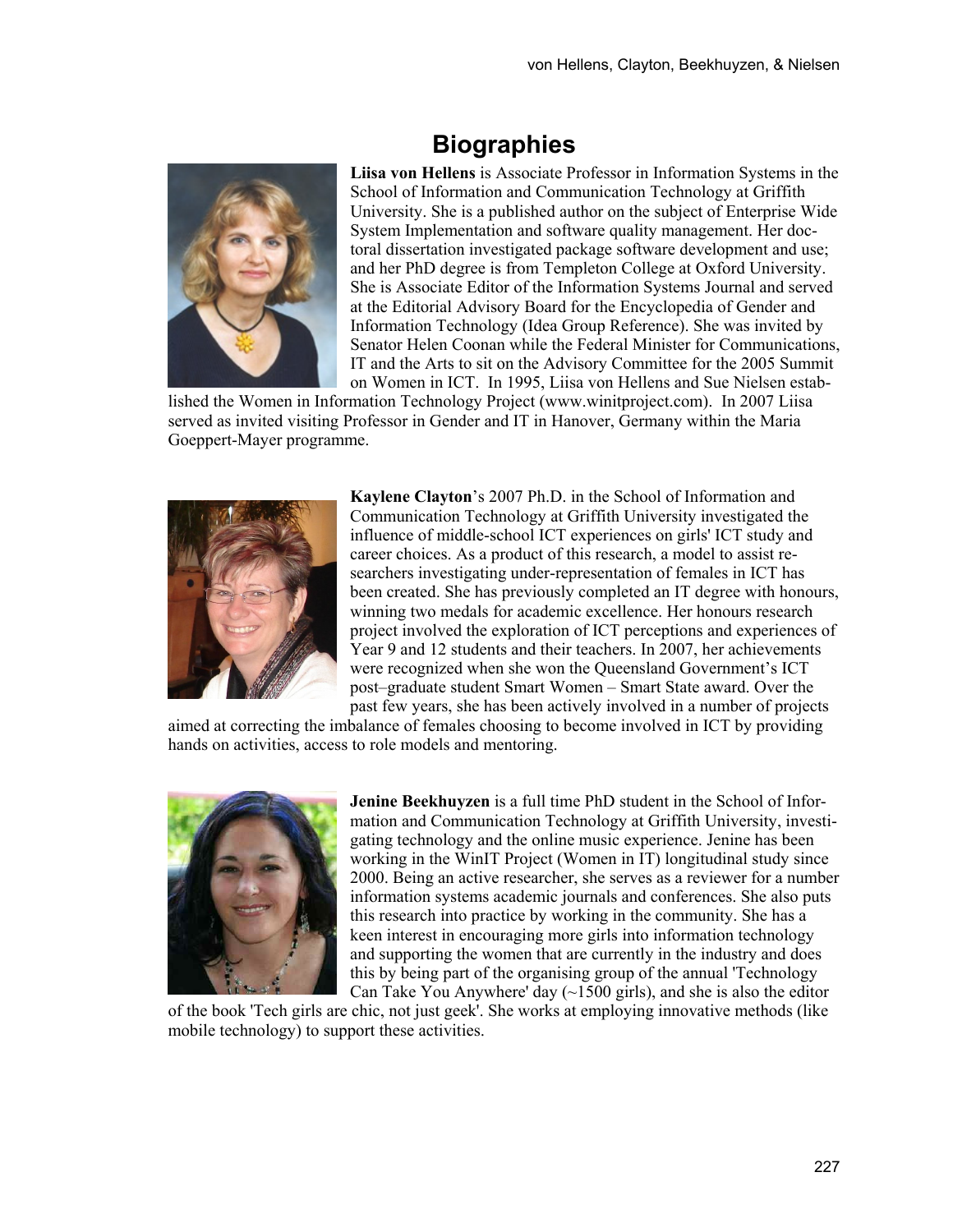# Biographies

**Liisa von Hellens** is Associate Professor in Information Systems in the School of Information and Communication Technology at Griffith University. She is a published author on the subject of Enterprise Wide System Implementation and software quality management. Her doctoral dissertation investigated package software development and use; and her PhD degree is from Templeton College at Oxford University. She is Associate Editor of the Information Systems Journal and served at the Editorial Advisory Board for the Encyclopedia of Gender and Information Technology (Idea Group Reference). She was invited by Senator Helen Coonan while the Federal Minister for Communications, IT and the Arts to sit on the Advisory Committee for the 2005 Summit on Women in ICT. In 1995, Liisa von Hellens and Sue Nielsen established the Women in Information Technology Project (www.winitproject.com). In 2007 Liisa served as invited visiting Professor in Gender and IT in Hanover, Germany within the Maria Goeppert-Mayer programme.

**Kaylene Clayton**'s 2007 Ph.D. in the School of Information and Communication Technology at Griffith University investigated the influence of middle-school ICT experiences on girls' ICT study and career choices. As a product of this research, a model to assist researchers investigating under-representation of females in ICT has been created. She has previously completed an IT degree with honours, winning two medals for academic excellence. Her honours research project involved the exploration of ICT perceptions and experiences of Year 9 and 12 students and their teachers. In 2007, her achievements were recognized when she won the Queensland Government's ICT post–graduate student Smart Women – Smart State award. Over the past few years, she has been actively involved in a number of projects aimed at correcting the imbalance of females choosing to become involved in ICT by providing hands on activities, access to role models and mentoring.

**Jenine Beekhuyzen** is a full time PhD student in the School of Information and Communication Technology at Griffith University, investigating technology and the online music experience. Jenine has been working in the WinIT Project (Women in IT) longitudinal study since 2000. Being an active researcher, she serves as a reviewer for a number information systems academic journals and conferences. She also puts this research into practice by working in the community. She has a keen interest in encouraging more girls into information technology and supporting the women that are currently in the industry and does this by being part of the organising group of the annual 'Technology Can Take You Anywhere' day (~1500 girls), and she is also the editor of the book 'Tech girls are chic, not just geek'. She works at employing innovative methods (like mobile technology) to support these activities.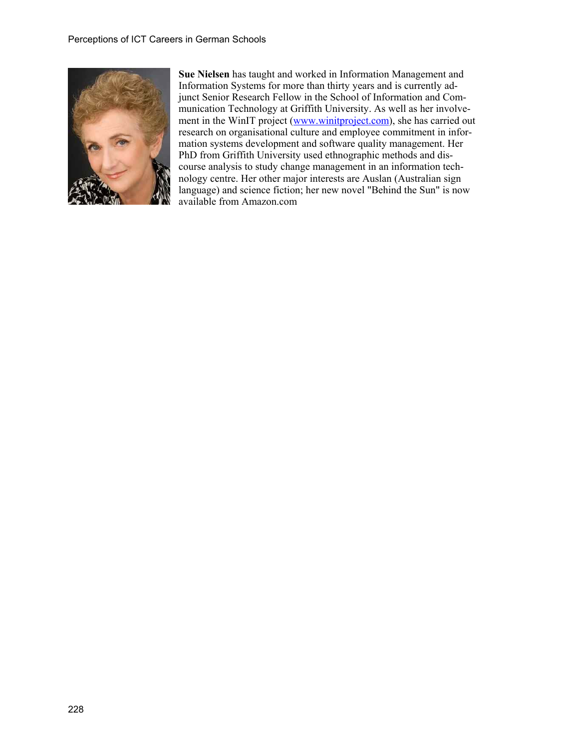**Sue Nielsen** has taught and worked in Information Management and Information Systems for more than thirty years and is currently adjunct Senior Research Fellow in the School of Information and Communication Technology at Griffith University. As well as her involvement in the WinIT project (www.winitproject.com), she has carried out research on organisational culture and employee commitment in information systems development and software quality management. Her PhD from Griffith University used ethnographic methods and discourse analysis to study change management in an information technology centre. Her other major interests are Auslan (Australian sign language) and science fiction; her new novel "Behind the Sun" is now available from Amazon.com